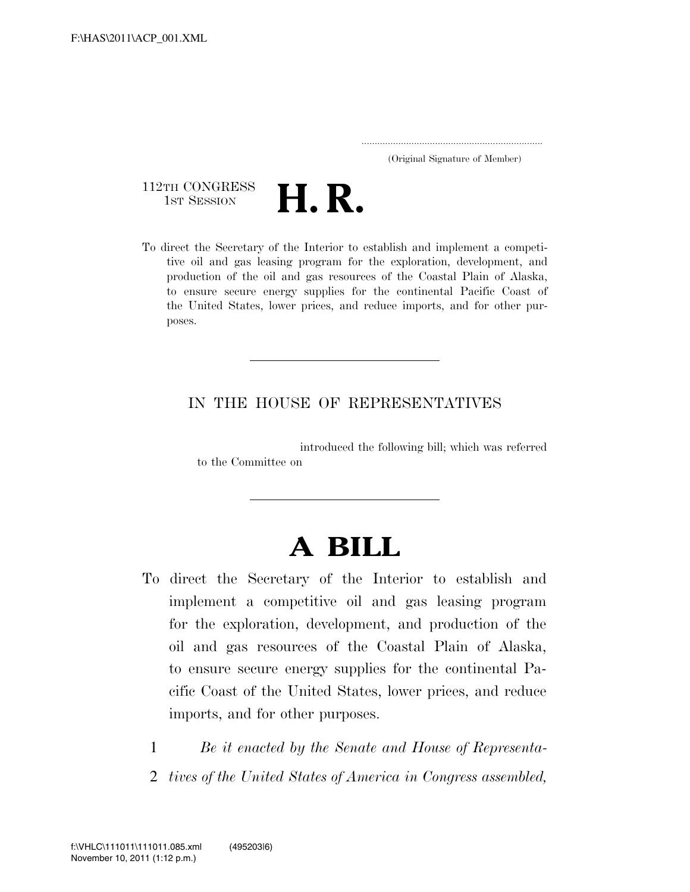.....................................................................
(Original Signature of Member)

112TH CONGRESS
1ST SESSION

# H. R.

To direct the Secretary of the Interior to establish and implement a competitive oil and gas leasing program for the exploration, development, and production of the oil and gas resources of the Coastal Plain of Alaska, to ensure secure energy supplies for the continental Pacific Coast of the United States, lower prices, and reduce imports, and for other purposes.

---

IN THE HOUSE OF REPRESENTATIVES

introduced the following bill; which was referred to the Committee on

---

# A BILL

To direct the Secretary of the Interior to establish and implement a competitive oil and gas leasing program for the exploration, development, and production of the oil and gas resources of the Coastal Plain of Alaska, to ensure secure energy supplies for the continental Pacific Coast of the United States, lower prices, and reduce imports, and for other purposes.

1 *Be it enacted by the Senate and House of Representa-*
2 *tives of the United States of America in Congress assembled,*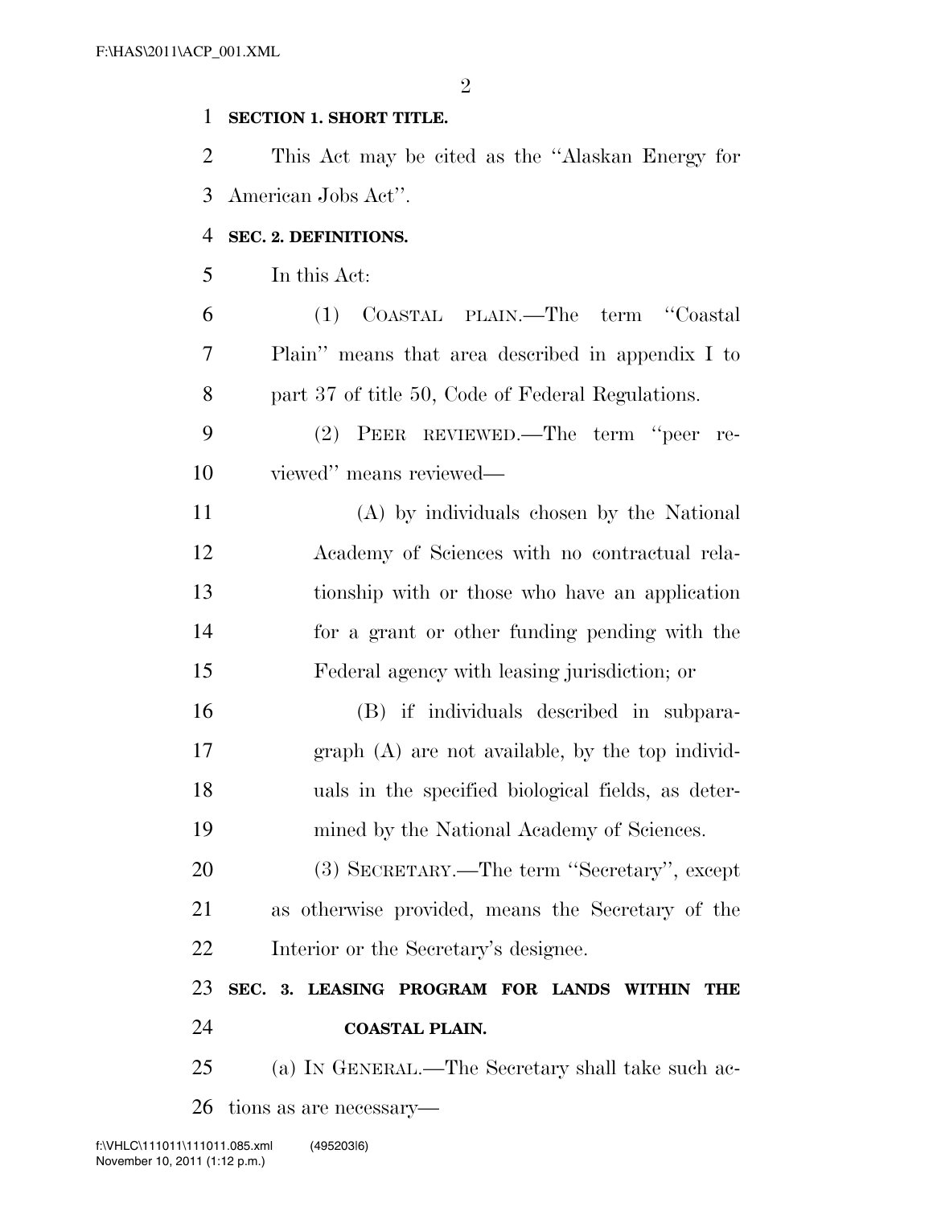**SECTION 1. SHORT TITLE.**

This Act may be cited as the "Alaskan Energy for American Jobs Act".

**SEC. 2. DEFINITIONS.**

In this Act:

(1) COASTAL PLAIN.—The term "Coastal Plain" means that area described in appendix I to part 37 of title 50, Code of Federal Regulations.

(2) PEER REVIEWED.—The term "peer reviewed" means reviewed—

(A) by individuals chosen by the National Academy of Sciences with no contractual relationship with or those who have an application for a grant or other funding pending with the Federal agency with leasing jurisdiction; or

(B) if individuals described in subparagraph (A) are not available, by the top individuals in the specified biological fields, as determined by the National Academy of Sciences.

(3) SECRETARY.—The term "Secretary", except as otherwise provided, means the Secretary of the Interior or the Secretary's designee.

**SEC. 3. LEASING PROGRAM FOR LANDS WITHIN THE COASTAL PLAIN.**

(a) IN GENERAL.—The Secretary shall take such actions as are necessary—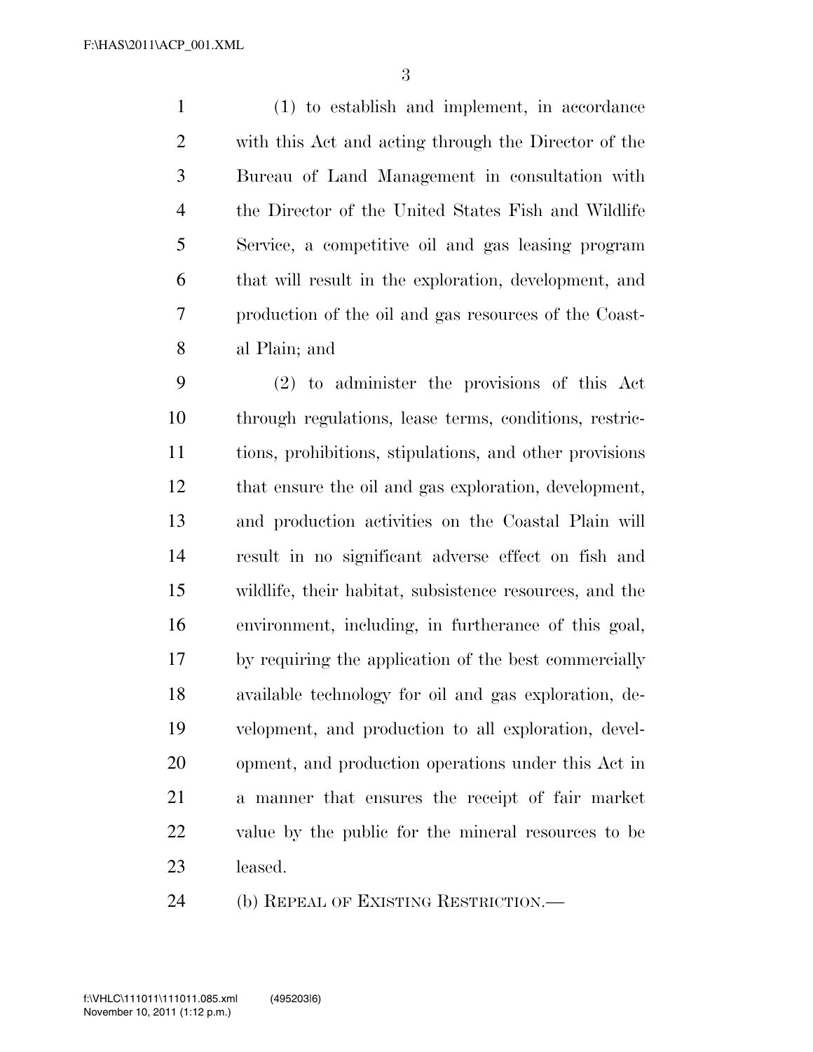(1) to establish and implement, in accordance with this Act and acting through the Director of the Bureau of Land Management in consultation with the Director of the United States Fish and Wildlife Service, a competitive oil and gas leasing program that will result in the exploration, development, and production of the oil and gas resources of the Coastal Plain; and

(2) to administer the provisions of this Act through regulations, lease terms, conditions, restrictions, prohibitions, stipulations, and other provisions that ensure the oil and gas exploration, development, and production activities on the Coastal Plain will result in no significant adverse effect on fish and wildlife, their habitat, subsistence resources, and the environment, including, in furtherance of this goal, by requiring the application of the best commercially available technology for oil and gas exploration, development, and production to all exploration, development, and production operations under this Act in a manner that ensures the receipt of fair market value by the public for the mineral resources to be leased.

(b) REPEAL OF EXISTING RESTRICTION.—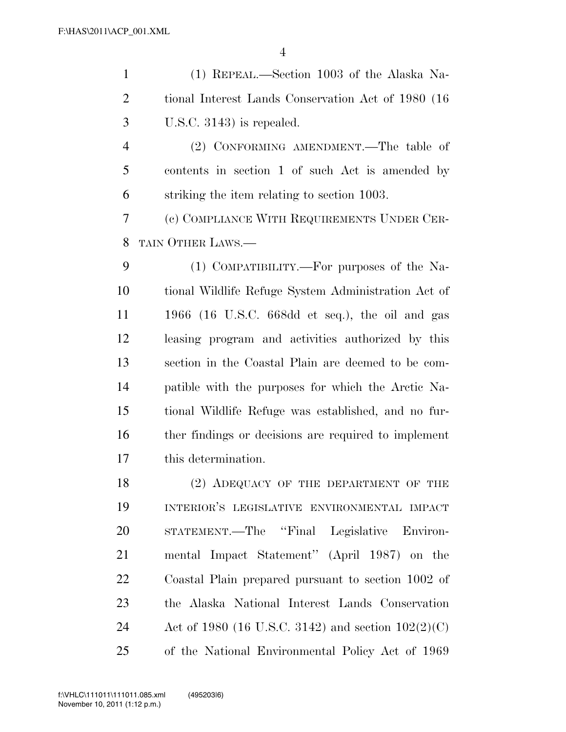(1) REPEAL.—Section 1003 of the Alaska National Interest Lands Conservation Act of 1980 (16 U.S.C. 3143) is repealed.

(2) CONFORMING AMENDMENT.—The table of contents in section 1 of such Act is amended by striking the item relating to section 1003.

(c) COMPLIANCE WITH REQUIREMENTS UNDER CERTAIN OTHER LAWS.—

(1) COMPATIBILITY.—For purposes of the National Wildlife Refuge System Administration Act of 1966 (16 U.S.C. 668dd et seq.), the oil and gas leasing program and activities authorized by this section in the Coastal Plain are deemed to be compatible with the purposes for which the Arctic National Wildlife Refuge was established, and no further findings or decisions are required to implement this determination.

(2) ADEQUACY OF THE DEPARTMENT OF THE INTERIOR'S LEGISLATIVE ENVIRONMENTAL IMPACT STATEMENT.—The "Final Legislative Environmental Impact Statement" (April 1987) on the Coastal Plain prepared pursuant to section 1002 of the Alaska National Interest Lands Conservation Act of 1980 (16 U.S.C. 3142) and section 102(2)(C) of the National Environmental Policy Act of 1969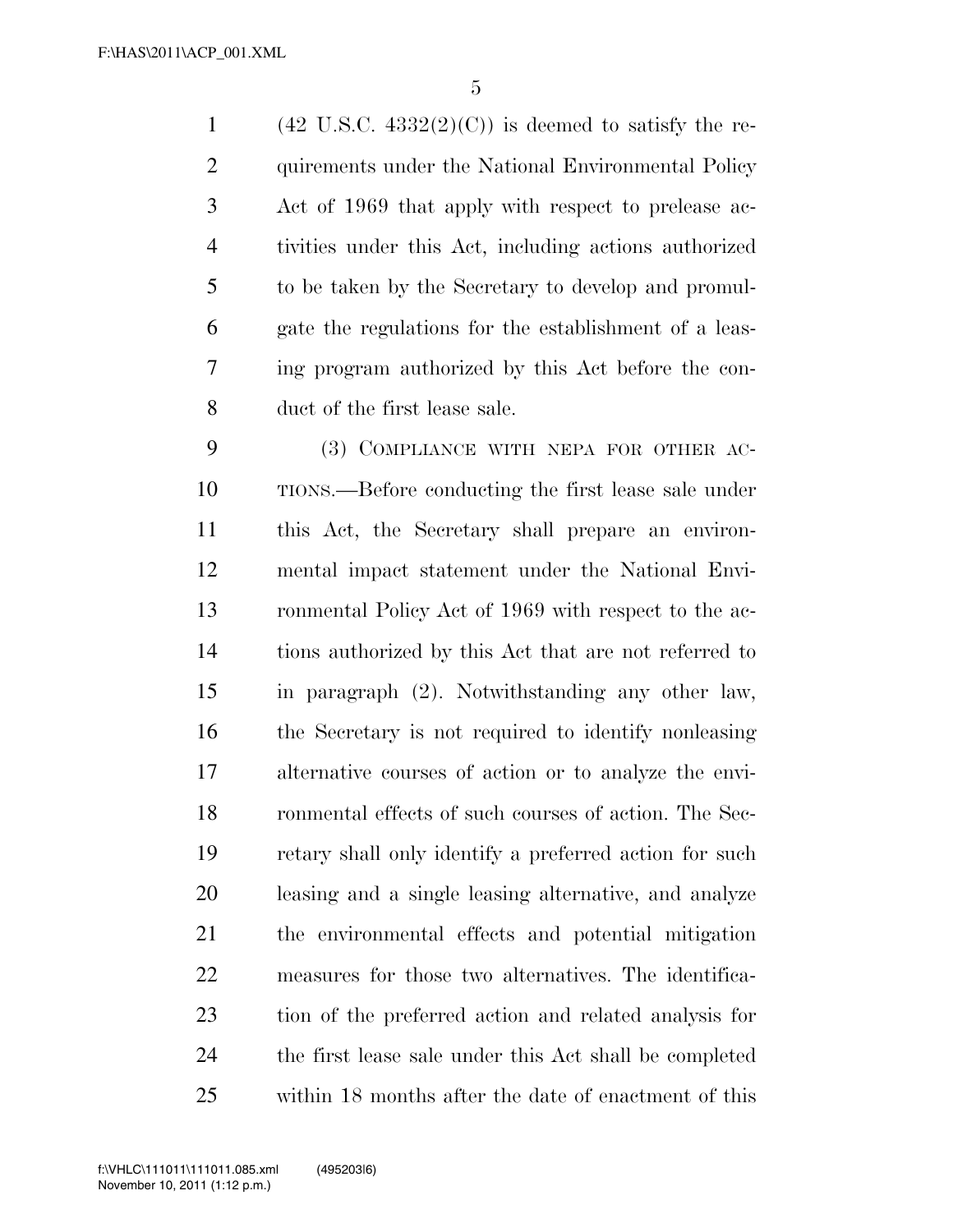(42 U.S.C. 4332(2)(C)) is deemed to satisfy the requirements under the National Environmental Policy Act of 1969 that apply with respect to prelease activities under this Act, including actions authorized to be taken by the Secretary to develop and promulgate the regulations for the establishment of a leasing program authorized by this Act before the conduct of the first lease sale.

(3) COMPLIANCE WITH NEPA FOR OTHER ACTIONS.—Before conducting the first lease sale under this Act, the Secretary shall prepare an environmental impact statement under the National Environmental Policy Act of 1969 with respect to the actions authorized by this Act that are not referred to in paragraph (2). Notwithstanding any other law, the Secretary is not required to identify nonleasing alternative courses of action or to analyze the environmental effects of such courses of action. The Secretary shall only identify a preferred action for such leasing and a single leasing alternative, and analyze the environmental effects and potential mitigation measures for those two alternatives. The identification of the preferred action and related analysis for the first lease sale under this Act shall be completed within 18 months after the date of enactment of this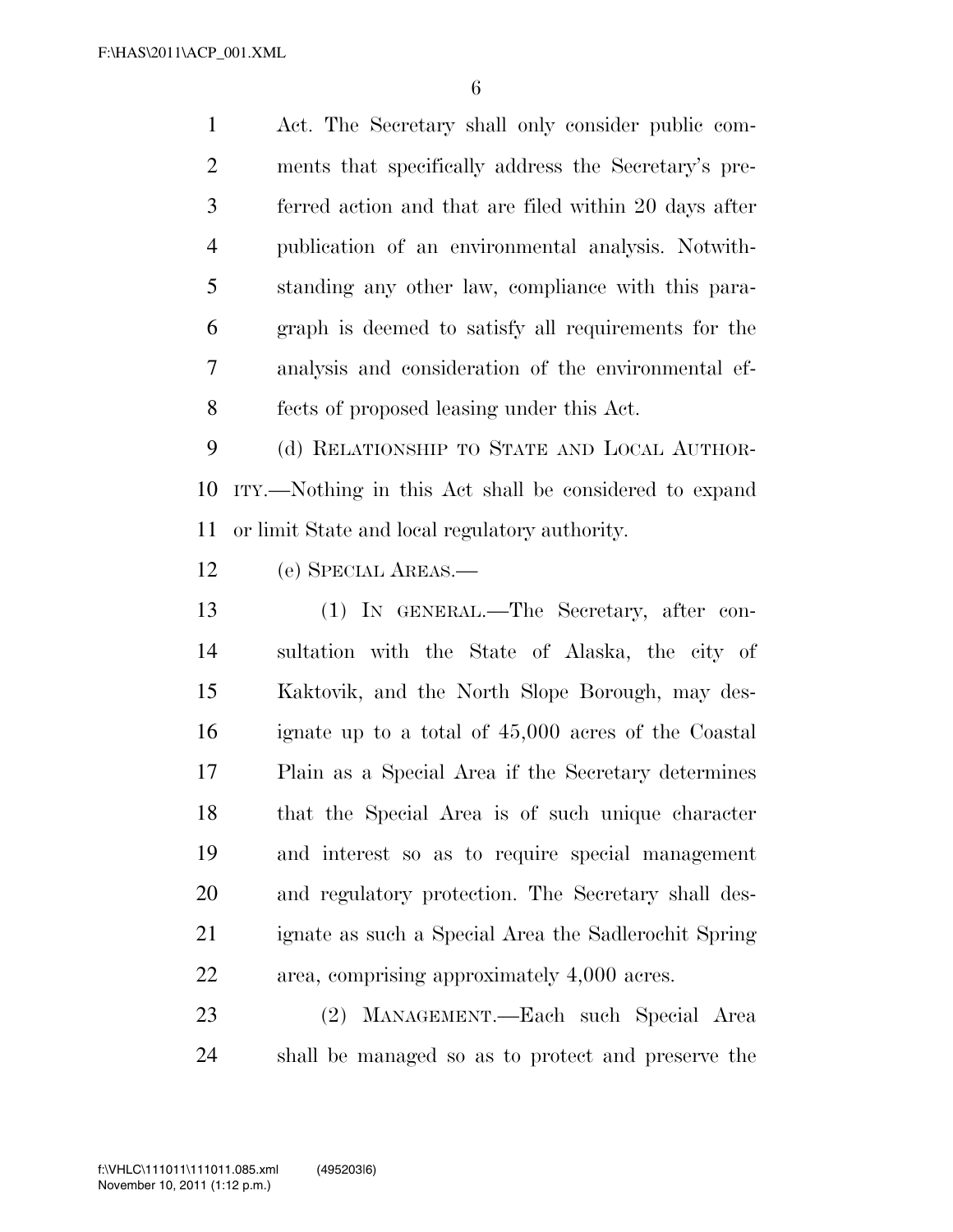Act. The Secretary shall only consider public comments that specifically address the Secretary's preferred action and that are filed within 20 days after publication of an environmental analysis. Notwithstanding any other law, compliance with this paragraph is deemed to satisfy all requirements for the analysis and consideration of the environmental effects of proposed leasing under this Act.

(d) RELATIONSHIP TO STATE AND LOCAL AUTHORITY.—Nothing in this Act shall be considered to expand or limit State and local regulatory authority.

(e) SPECIAL AREAS.—

(1) IN GENERAL.—The Secretary, after consultation with the State of Alaska, the city of Kaktovik, and the North Slope Borough, may designate up to a total of 45,000 acres of the Coastal Plain as a Special Area if the Secretary determines that the Special Area is of such unique character and interest so as to require special management and regulatory protection. The Secretary shall designate as such a Special Area the Sadlerochit Spring area, comprising approximately 4,000 acres.

(2) MANAGEMENT.—Each such Special Area shall be managed so as to protect and preserve the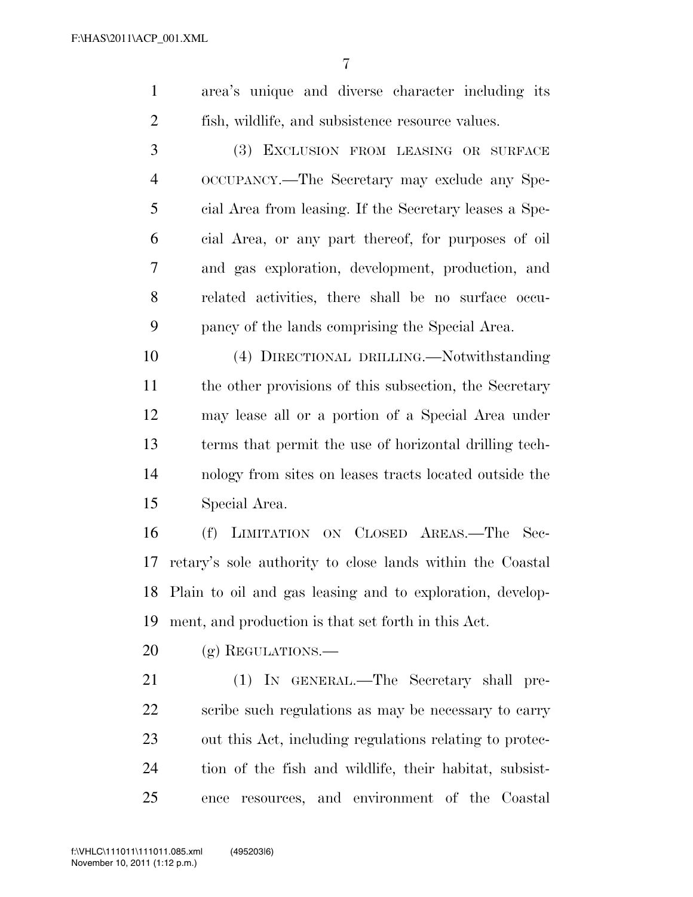area's unique and diverse character including its fish, wildlife, and subsistence resource values.

(3) EXCLUSION FROM LEASING OR SURFACE OCCUPANCY.—The Secretary may exclude any Special Area from leasing. If the Secretary leases a Special Area, or any part thereof, for purposes of oil and gas exploration, development, production, and related activities, there shall be no surface occupancy of the lands comprising the Special Area.

(4) DIRECTIONAL DRILLING.—Notwithstanding the other provisions of this subsection, the Secretary may lease all or a portion of a Special Area under terms that permit the use of horizontal drilling technology from sites on leases tracts located outside the Special Area.

(f) LIMITATION ON CLOSED AREAS.—The Secretary's sole authority to close lands within the Coastal Plain to oil and gas leasing and to exploration, development, and production is that set forth in this Act.

(g) REGULATIONS.—

(1) IN GENERAL.—The Secretary shall prescribe such regulations as may be necessary to carry out this Act, including regulations relating to protection of the fish and wildlife, their habitat, subsistence resources, and environment of the Coastal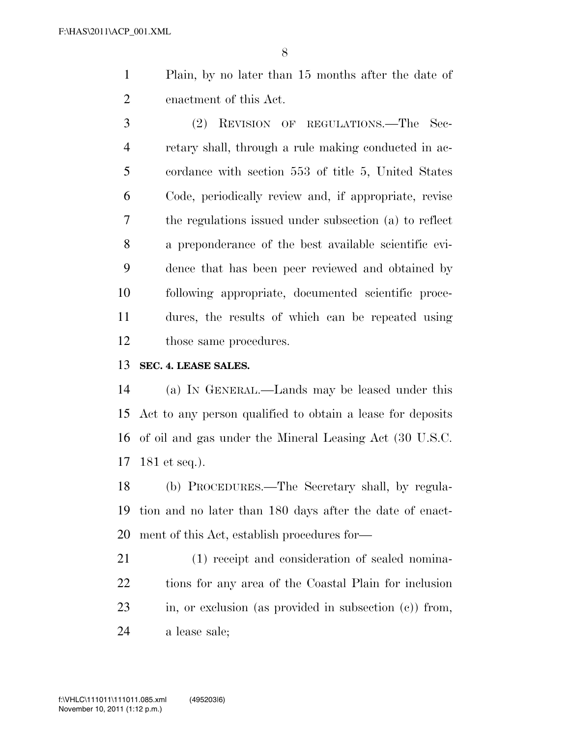Plain, by no later than 15 months after the date of enactment of this Act.

(2) REVISION OF REGULATIONS.—The Secretary shall, through a rule making conducted in accordance with section 553 of title 5, United States Code, periodically review and, if appropriate, revise the regulations issued under subsection (a) to reflect a preponderance of the best available scientific evidence that has been peer reviewed and obtained by following appropriate, documented scientific procedures, the results of which can be repeated using those same procedures.

**SEC. 4. LEASE SALES.**

(a) IN GENERAL.—Lands may be leased under this Act to any person qualified to obtain a lease for deposits of oil and gas under the Mineral Leasing Act (30 U.S.C. 181 et seq.).

(b) PROCEDURES.—The Secretary shall, by regulation and no later than 180 days after the date of enactment of this Act, establish procedures for—

(1) receipt and consideration of sealed nominations for any area of the Coastal Plain for inclusion in, or exclusion (as provided in subsection (c)) from, a lease sale;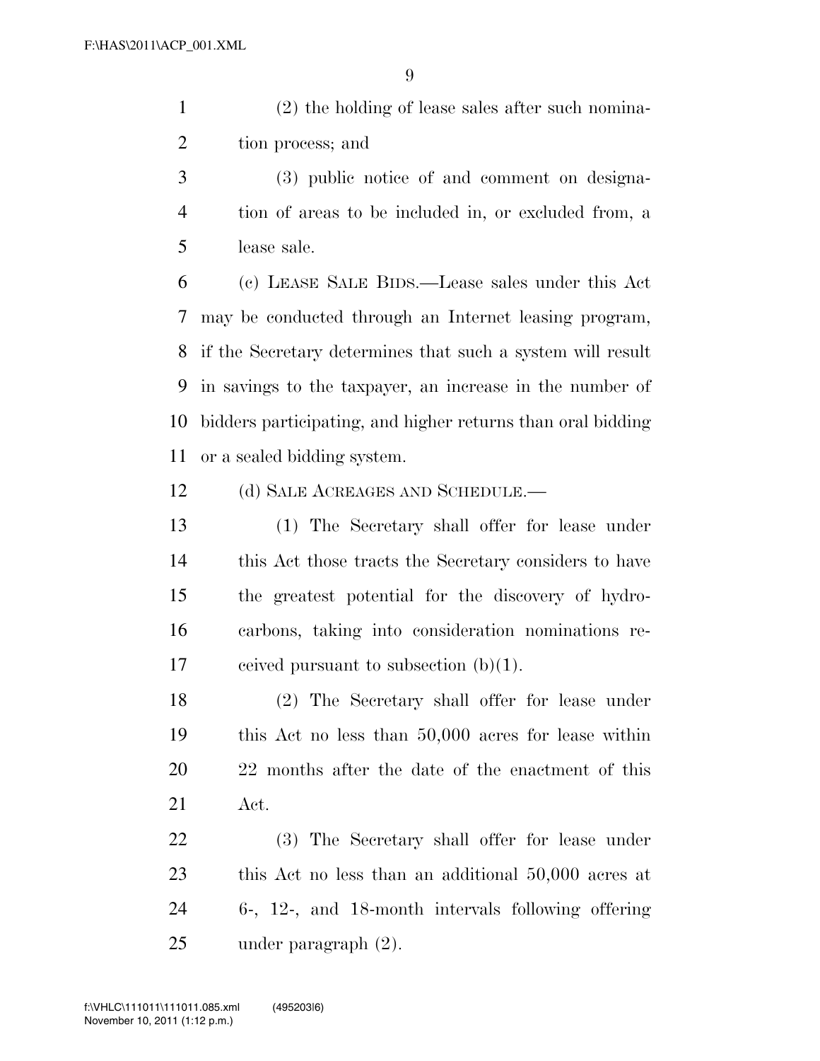(2) the holding of lease sales after such nomination process; and

(3) public notice of and comment on designation of areas to be included in, or excluded from, a lease sale.

(c) LEASE SALE BIDS.—Lease sales under this Act may be conducted through an Internet leasing program, if the Secretary determines that such a system will result in savings to the taxpayer, an increase in the number of bidders participating, and higher returns than oral bidding or a sealed bidding system.

(d) SALE ACREAGES AND SCHEDULE.—

(1) The Secretary shall offer for lease under this Act those tracts the Secretary considers to have the greatest potential for the discovery of hydrocarbons, taking into consideration nominations received pursuant to subsection (b)(1).

(2) The Secretary shall offer for lease under this Act no less than 50,000 acres for lease within 22 months after the date of the enactment of this Act.

(3) The Secretary shall offer for lease under this Act no less than an additional 50,000 acres at 6-, 12-, and 18-month intervals following offering under paragraph (2).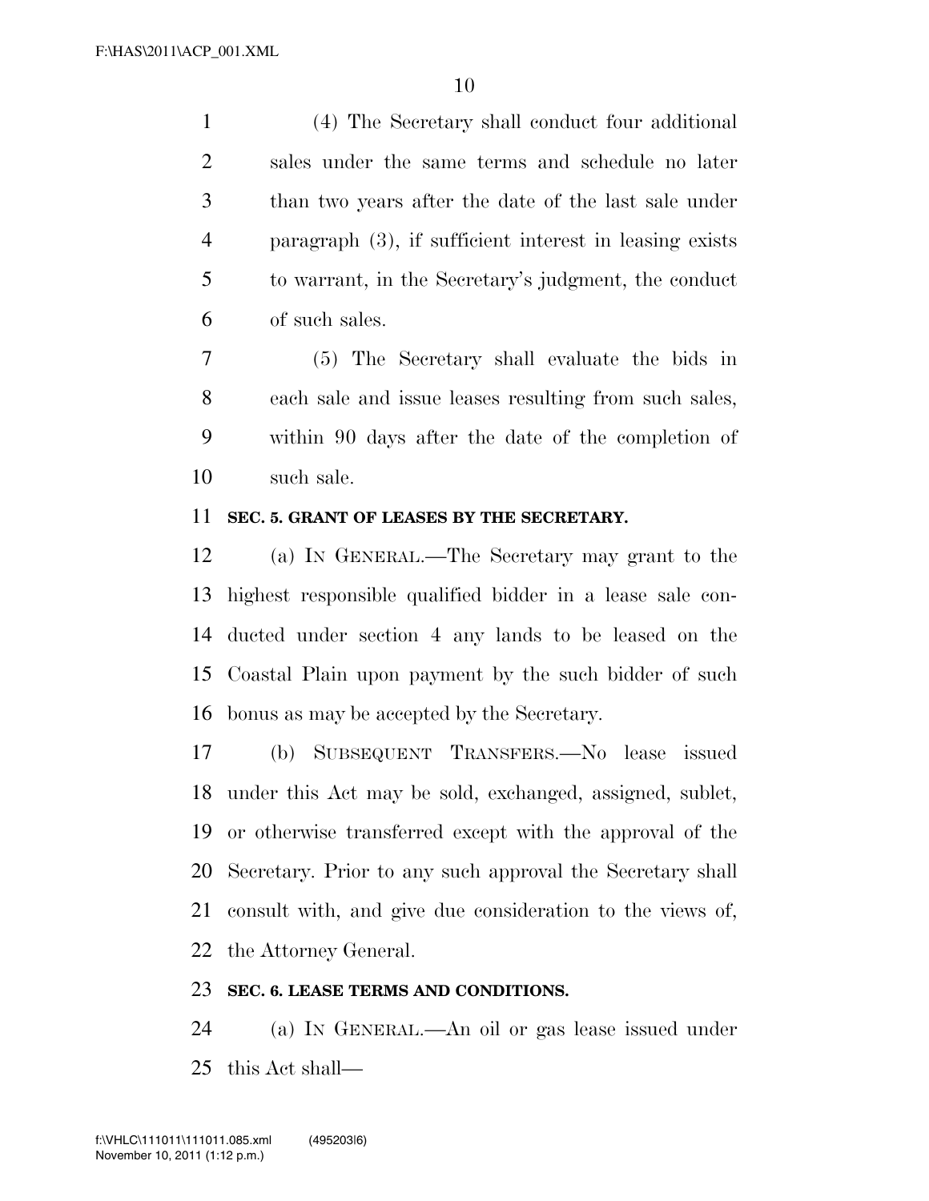(4) The Secretary shall conduct four additional sales under the same terms and schedule no later than two years after the date of the last sale under paragraph (3), if sufficient interest in leasing exists to warrant, in the Secretary's judgment, the conduct of such sales.

(5) The Secretary shall evaluate the bids in each sale and issue leases resulting from such sales, within 90 days after the date of the completion of such sale.

**SEC. 5. GRANT OF LEASES BY THE SECRETARY.**

(a) IN GENERAL.—The Secretary may grant to the highest responsible qualified bidder in a lease sale conducted under section 4 any lands to be leased on the Coastal Plain upon payment by the such bidder of such bonus as may be accepted by the Secretary.

(b) SUBSEQUENT TRANSFERS.—No lease issued under this Act may be sold, exchanged, assigned, sublet, or otherwise transferred except with the approval of the Secretary. Prior to any such approval the Secretary shall consult with, and give due consideration to the views of, the Attorney General.

**SEC. 6. LEASE TERMS AND CONDITIONS.**

(a) IN GENERAL.—An oil or gas lease issued under this Act shall—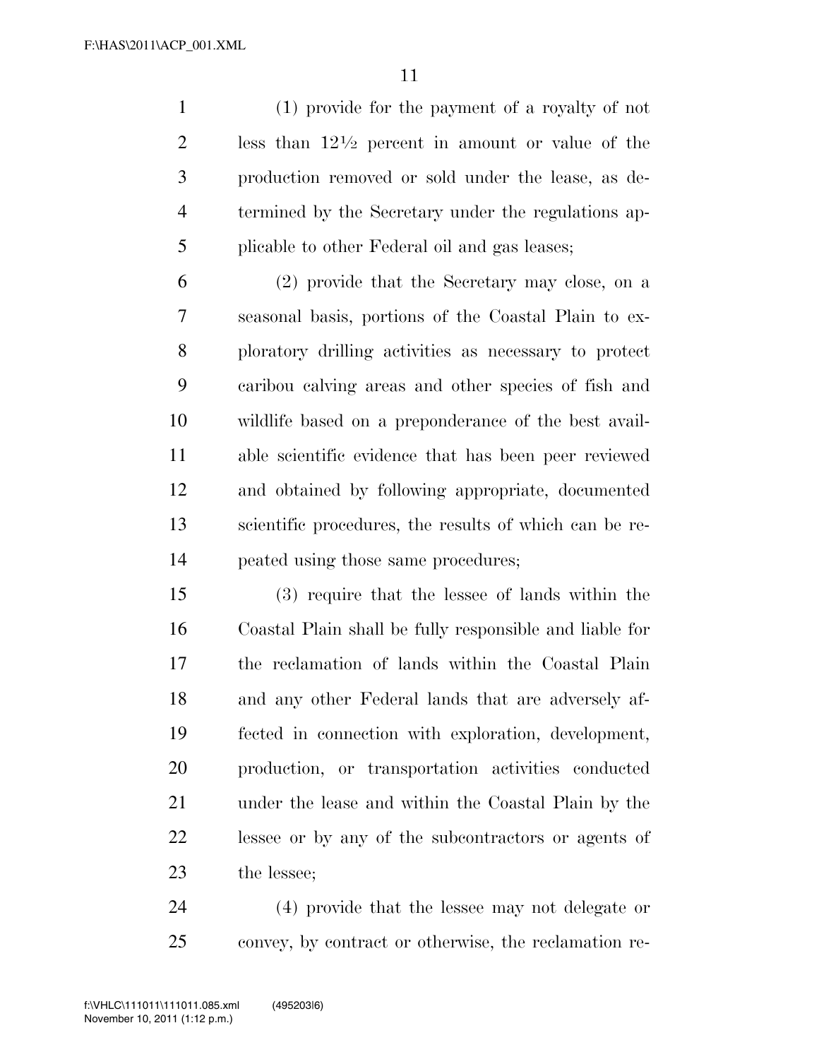(1) provide for the payment of a royalty of not less than 12½ percent in amount or value of the production removed or sold under the lease, as determined by the Secretary under the regulations applicable to other Federal oil and gas leases;

(2) provide that the Secretary may close, on a seasonal basis, portions of the Coastal Plain to exploratory drilling activities as necessary to protect caribou calving areas and other species of fish and wildlife based on a preponderance of the best available scientific evidence that has been peer reviewed and obtained by following appropriate, documented scientific procedures, the results of which can be repeated using those same procedures;

(3) require that the lessee of lands within the Coastal Plain shall be fully responsible and liable for the reclamation of lands within the Coastal Plain and any other Federal lands that are adversely affected in connection with exploration, development, production, or transportation activities conducted under the lease and within the Coastal Plain by the lessee or by any of the subcontractors or agents of the lessee;

(4) provide that the lessee may not delegate or convey, by contract or otherwise, the reclamation re-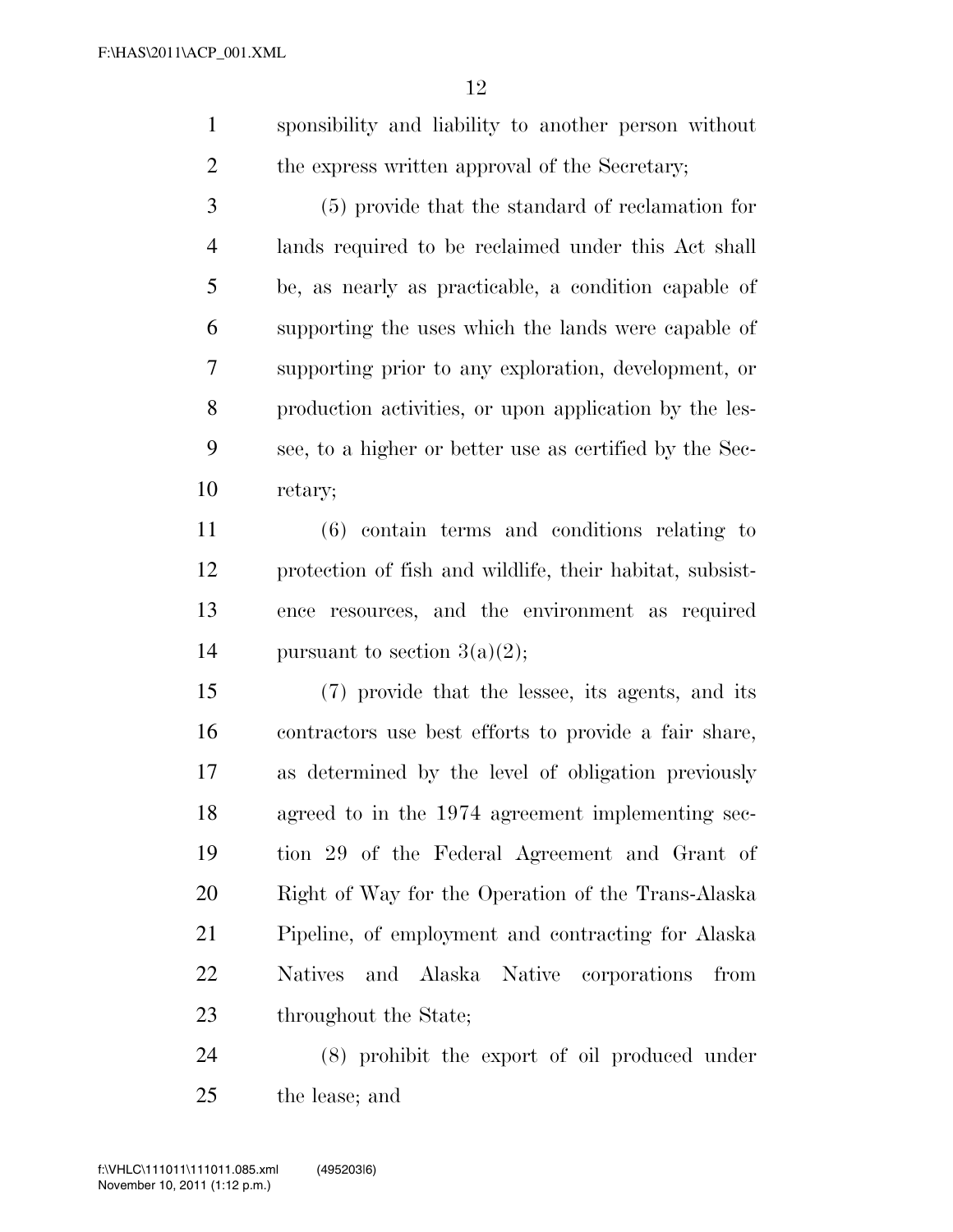sponsibility and liability to another person without the express written approval of the Secretary;

(5) provide that the standard of reclamation for lands required to be reclaimed under this Act shall be, as nearly as practicable, a condition capable of supporting the uses which the lands were capable of supporting prior to any exploration, development, or production activities, or upon application by the lessee, to a higher or better use as certified by the Secretary;

(6) contain terms and conditions relating to protection of fish and wildlife, their habitat, subsistence resources, and the environment as required pursuant to section 3(a)(2);

(7) provide that the lessee, its agents, and its contractors use best efforts to provide a fair share, as determined by the level of obligation previously agreed to in the 1974 agreement implementing section 29 of the Federal Agreement and Grant of Right of Way for the Operation of the Trans-Alaska Pipeline, of employment and contracting for Alaska Natives and Alaska Native corporations from throughout the State;

(8) prohibit the export of oil produced under the lease; and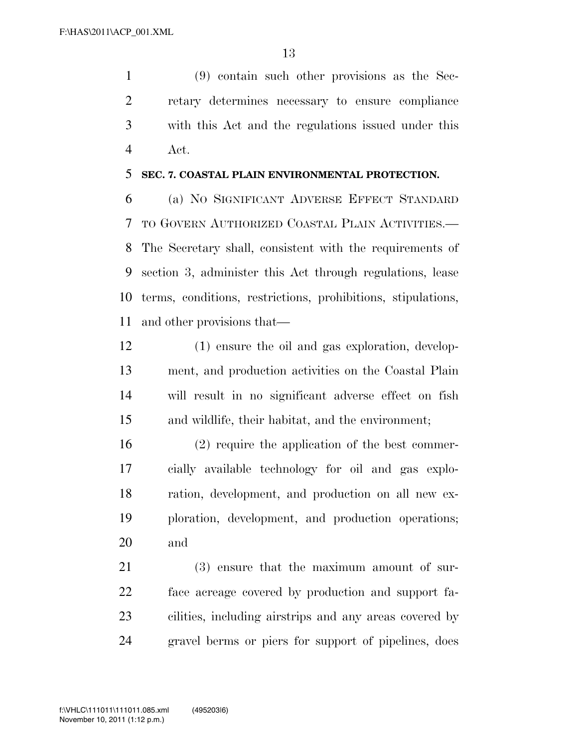(9) contain such other provisions as the Secretary determines necessary to ensure compliance with this Act and the regulations issued under this Act.

**SEC. 7. COASTAL PLAIN ENVIRONMENTAL PROTECTION.**

(a) NO SIGNIFICANT ADVERSE EFFECT STANDARD TO GOVERN AUTHORIZED COASTAL PLAIN ACTIVITIES.—The Secretary shall, consistent with the requirements of section 3, administer this Act through regulations, lease terms, conditions, restrictions, prohibitions, stipulations, and other provisions that—

(1) ensure the oil and gas exploration, development, and production activities on the Coastal Plain will result in no significant adverse effect on fish and wildlife, their habitat, and the environment;

(2) require the application of the best commercially available technology for oil and gas exploration, development, and production on all new exploration, development, and production operations; and

(3) ensure that the maximum amount of surface acreage covered by production and support facilities, including airstrips and any areas covered by gravel berms or piers for support of pipelines, does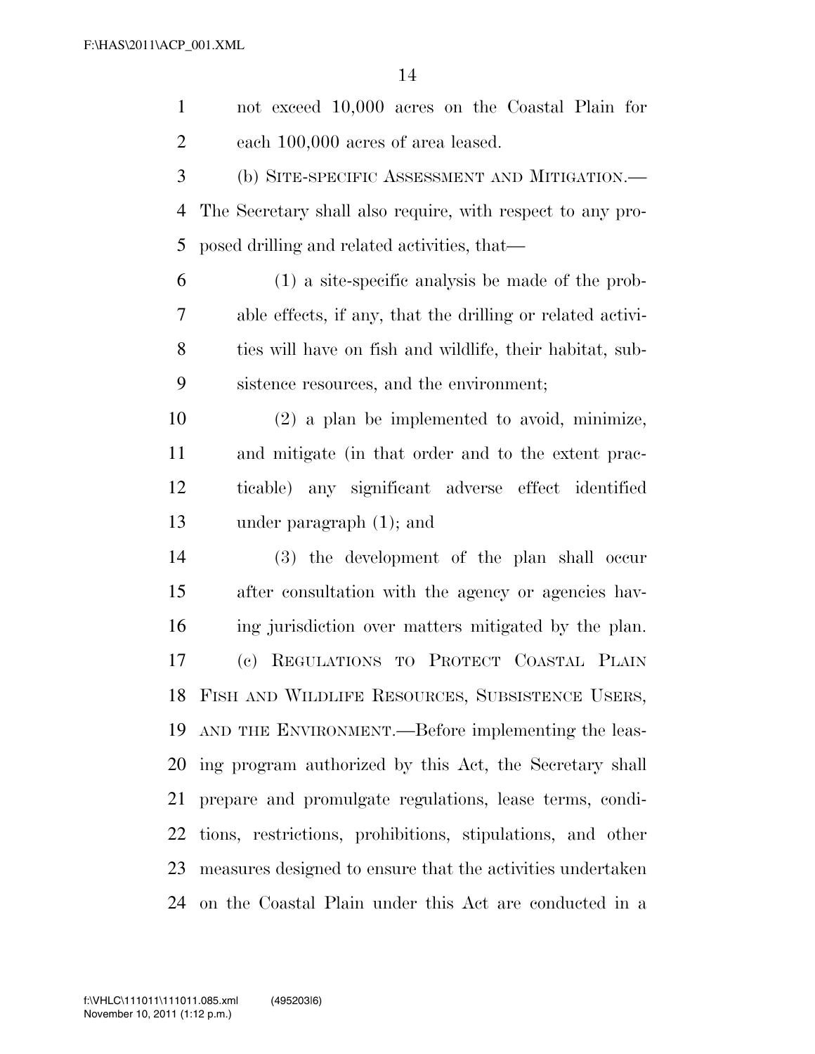not exceed 10,000 acres on the Coastal Plain for each 100,000 acres of area leased.

(b) SITE-SPECIFIC ASSESSMENT AND MITIGATION.—The Secretary shall also require, with respect to any proposed drilling and related activities, that—

(1) a site-specific analysis be made of the probable effects, if any, that the drilling or related activities will have on fish and wildlife, their habitat, subsistence resources, and the environment;

(2) a plan be implemented to avoid, minimize, and mitigate (in that order and to the extent practicable) any significant adverse effect identified under paragraph (1); and

(3) the development of the plan shall occur after consultation with the agency or agencies having jurisdiction over matters mitigated by the plan.

(c) REGULATIONS TO PROTECT COASTAL PLAIN FISH AND WILDLIFE RESOURCES, SUBSISTENCE USERS, AND THE ENVIRONMENT.—Before implementing the leasing program authorized by this Act, the Secretary shall prepare and promulgate regulations, lease terms, conditions, restrictions, prohibitions, stipulations, and other measures designed to ensure that the activities undertaken on the Coastal Plain under this Act are conducted in a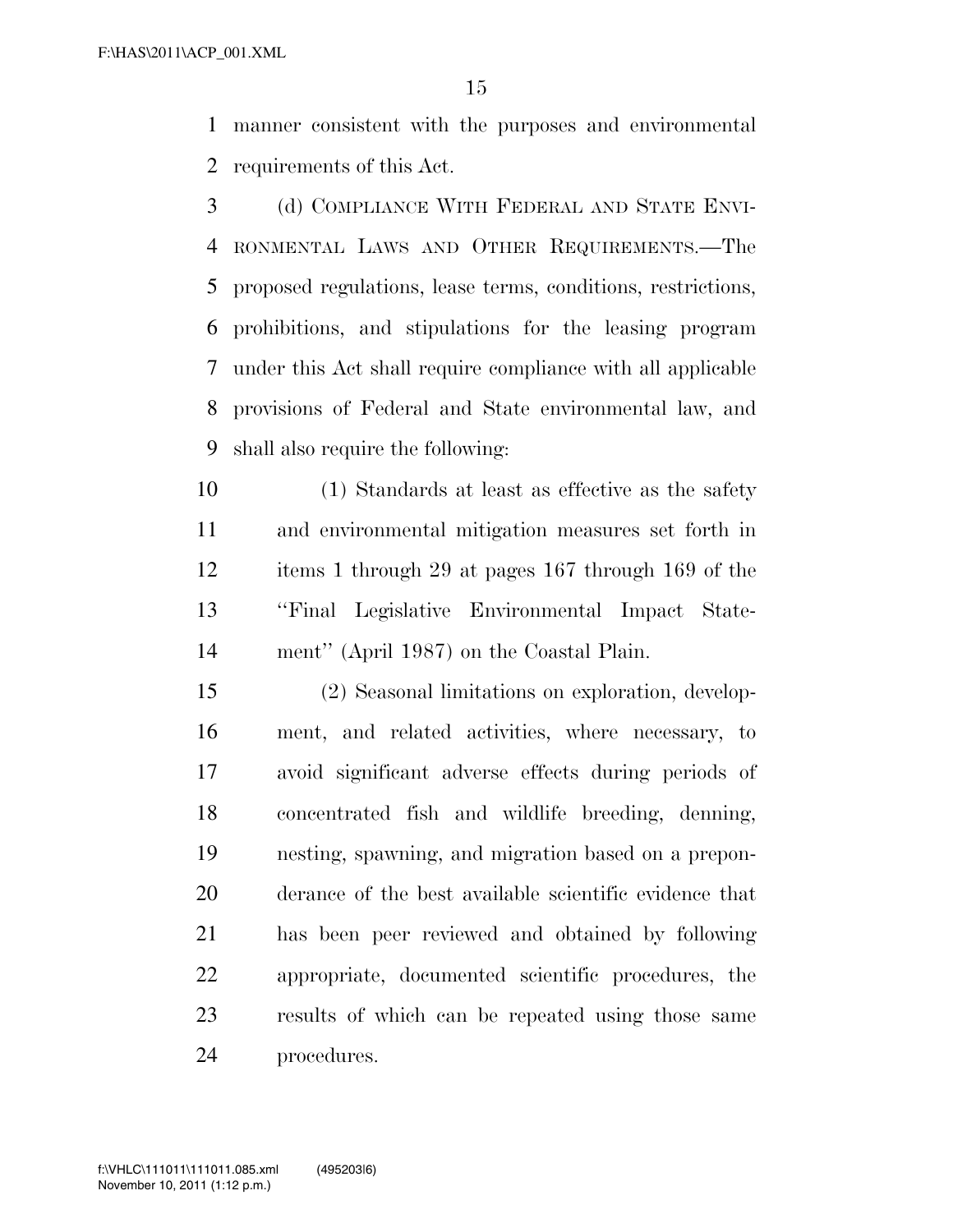manner consistent with the purposes and environmental requirements of this Act.

(d) COMPLIANCE WITH FEDERAL AND STATE ENVIRONMENTAL LAWS AND OTHER REQUIREMENTS.—The proposed regulations, lease terms, conditions, restrictions, prohibitions, and stipulations for the leasing program under this Act shall require compliance with all applicable provisions of Federal and State environmental law, and shall also require the following:

(1) Standards at least as effective as the safety and environmental mitigation measures set forth in items 1 through 29 at pages 167 through 169 of the "Final Legislative Environmental Impact Statement" (April 1987) on the Coastal Plain.

(2) Seasonal limitations on exploration, development, and related activities, where necessary, to avoid significant adverse effects during periods of concentrated fish and wildlife breeding, denning, nesting, spawning, and migration based on a preponderance of the best available scientific evidence that has been peer reviewed and obtained by following appropriate, documented scientific procedures, the results of which can be repeated using those same procedures.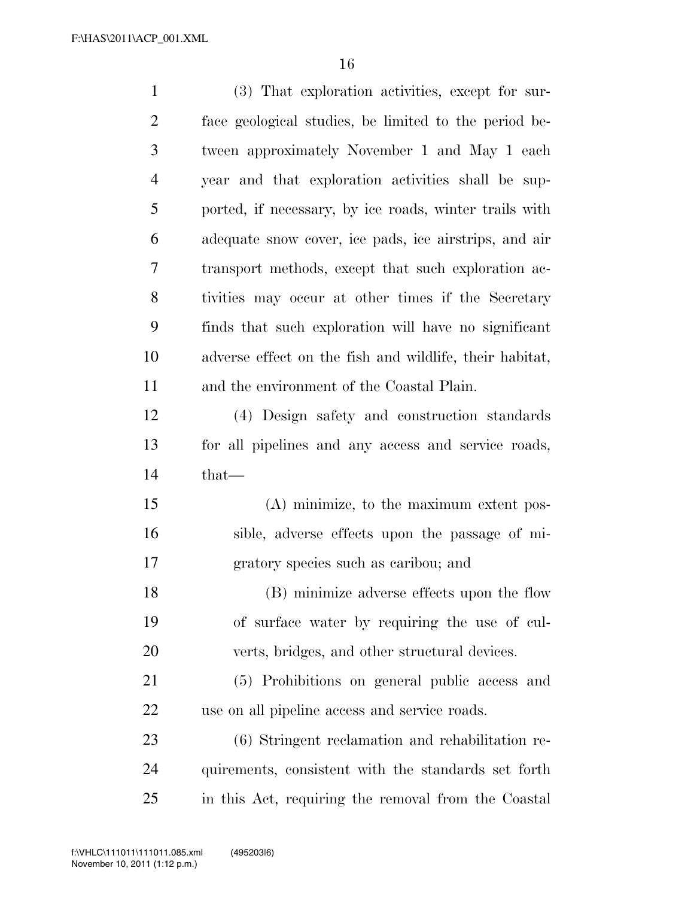(3) That exploration activities, except for surface geological studies, be limited to the period between approximately November 1 and May 1 each year and that exploration activities shall be supported, if necessary, by ice roads, winter trails with adequate snow cover, ice pads, ice airstrips, and air transport methods, except that such exploration activities may occur at other times if the Secretary finds that such exploration will have no significant adverse effect on the fish and wildlife, their habitat, and the environment of the Coastal Plain.

(4) Design safety and construction standards for all pipelines and any access and service roads, that—

(A) minimize, to the maximum extent possible, adverse effects upon the passage of migratory species such as caribou; and

(B) minimize adverse effects upon the flow of surface water by requiring the use of culverts, bridges, and other structural devices.

(5) Prohibitions on general public access and use on all pipeline access and service roads.

(6) Stringent reclamation and rehabilitation requirements, consistent with the standards set forth in this Act, requiring the removal from the Coastal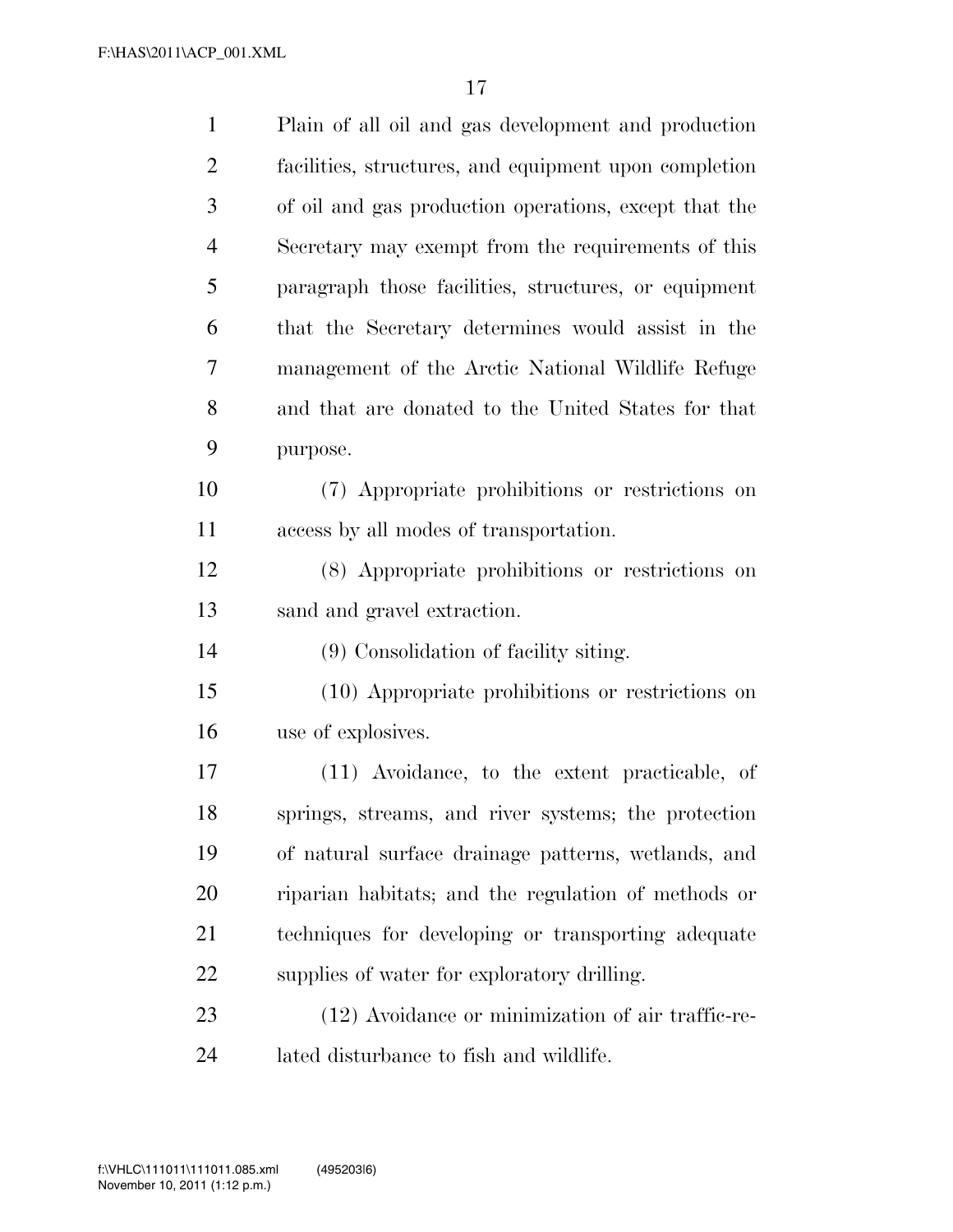Plain of all oil and gas development and production facilities, structures, and equipment upon completion of oil and gas production operations, except that the Secretary may exempt from the requirements of this paragraph those facilities, structures, or equipment that the Secretary determines would assist in the management of the Arctic National Wildlife Refuge and that are donated to the United States for that purpose.

(7) Appropriate prohibitions or restrictions on access by all modes of transportation.

(8) Appropriate prohibitions or restrictions on sand and gravel extraction.

(9) Consolidation of facility siting.

(10) Appropriate prohibitions or restrictions on use of explosives.

(11) Avoidance, to the extent practicable, of springs, streams, and river systems; the protection of natural surface drainage patterns, wetlands, and riparian habitats; and the regulation of methods or techniques for developing or transporting adequate supplies of water for exploratory drilling.

(12) Avoidance or minimization of air traffic-related disturbance to fish and wildlife.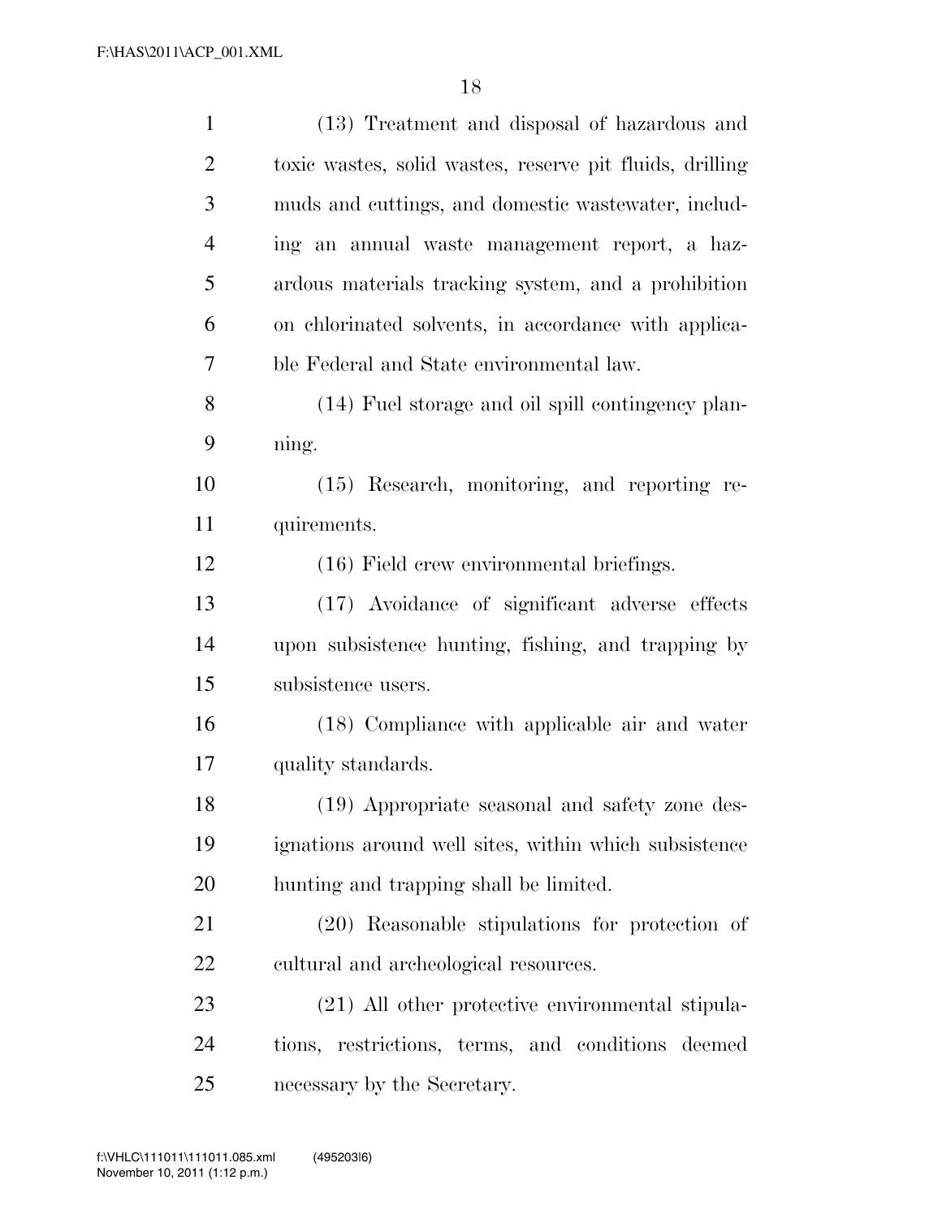(13) Treatment and disposal of hazardous and toxic wastes, solid wastes, reserve pit fluids, drilling muds and cuttings, and domestic wastewater, including an annual waste management report, a hazardous materials tracking system, and a prohibition on chlorinated solvents, in accordance with applicable Federal and State environmental law.

(14) Fuel storage and oil spill contingency planning.

(15) Research, monitoring, and reporting requirements.

(16) Field crew environmental briefings.

(17) Avoidance of significant adverse effects upon subsistence hunting, fishing, and trapping by subsistence users.

(18) Compliance with applicable air and water quality standards.

(19) Appropriate seasonal and safety zone designations around well sites, within which subsistence hunting and trapping shall be limited.

(20) Reasonable stipulations for protection of cultural and archeological resources.

(21) All other protective environmental stipulations, restrictions, terms, and conditions deemed necessary by the Secretary.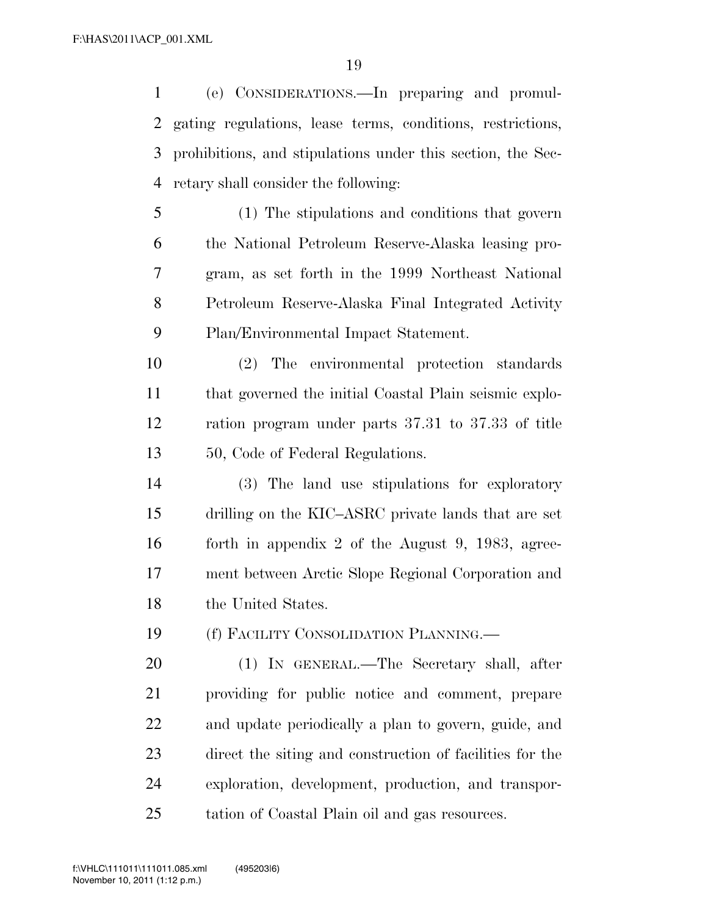(e) CONSIDERATIONS.—In preparing and promulgating regulations, lease terms, conditions, restrictions, prohibitions, and stipulations under this section, the Secretary shall consider the following:

(1) The stipulations and conditions that govern the National Petroleum Reserve-Alaska leasing program, as set forth in the 1999 Northeast National Petroleum Reserve-Alaska Final Integrated Activity Plan/Environmental Impact Statement.

(2) The environmental protection standards that governed the initial Coastal Plain seismic exploration program under parts 37.31 to 37.33 of title 50, Code of Federal Regulations.

(3) The land use stipulations for exploratory drilling on the KIC–ASRC private lands that are set forth in appendix 2 of the August 9, 1983, agreement between Arctic Slope Regional Corporation and the United States.

(f) FACILITY CONSOLIDATION PLANNING.—

(1) IN GENERAL.—The Secretary shall, after providing for public notice and comment, prepare and update periodically a plan to govern, guide, and direct the siting and construction of facilities for the exploration, development, production, and transportation of Coastal Plain oil and gas resources.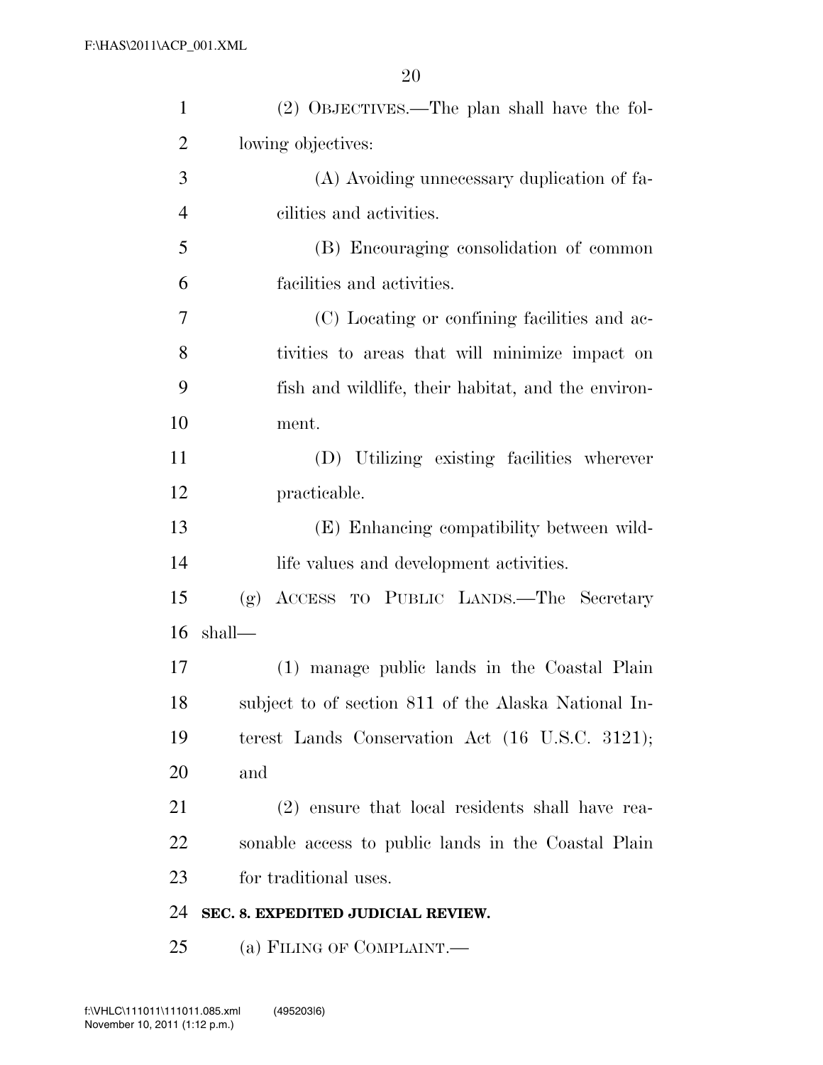(2) Objectives.—The plan shall have the following objectives:

(A) Avoiding unnecessary duplication of facilities and activities.

(B) Encouraging consolidation of common facilities and activities.

(C) Locating or confining facilities and activities to areas that will minimize impact on fish and wildlife, their habitat, and the environment.

(D) Utilizing existing facilities wherever practicable.

(E) Enhancing compatibility between wildlife values and development activities.

(g) Access to Public Lands.—The Secretary shall—

(1) manage public lands in the Coastal Plain subject to of section 811 of the Alaska National Interest Lands Conservation Act (16 U.S.C. 3121); and

(2) ensure that local residents shall have reasonable access to public lands in the Coastal Plain for traditional uses.

**SEC. 8. EXPEDITED JUDICIAL REVIEW.**

(a) Filing of Complaint.—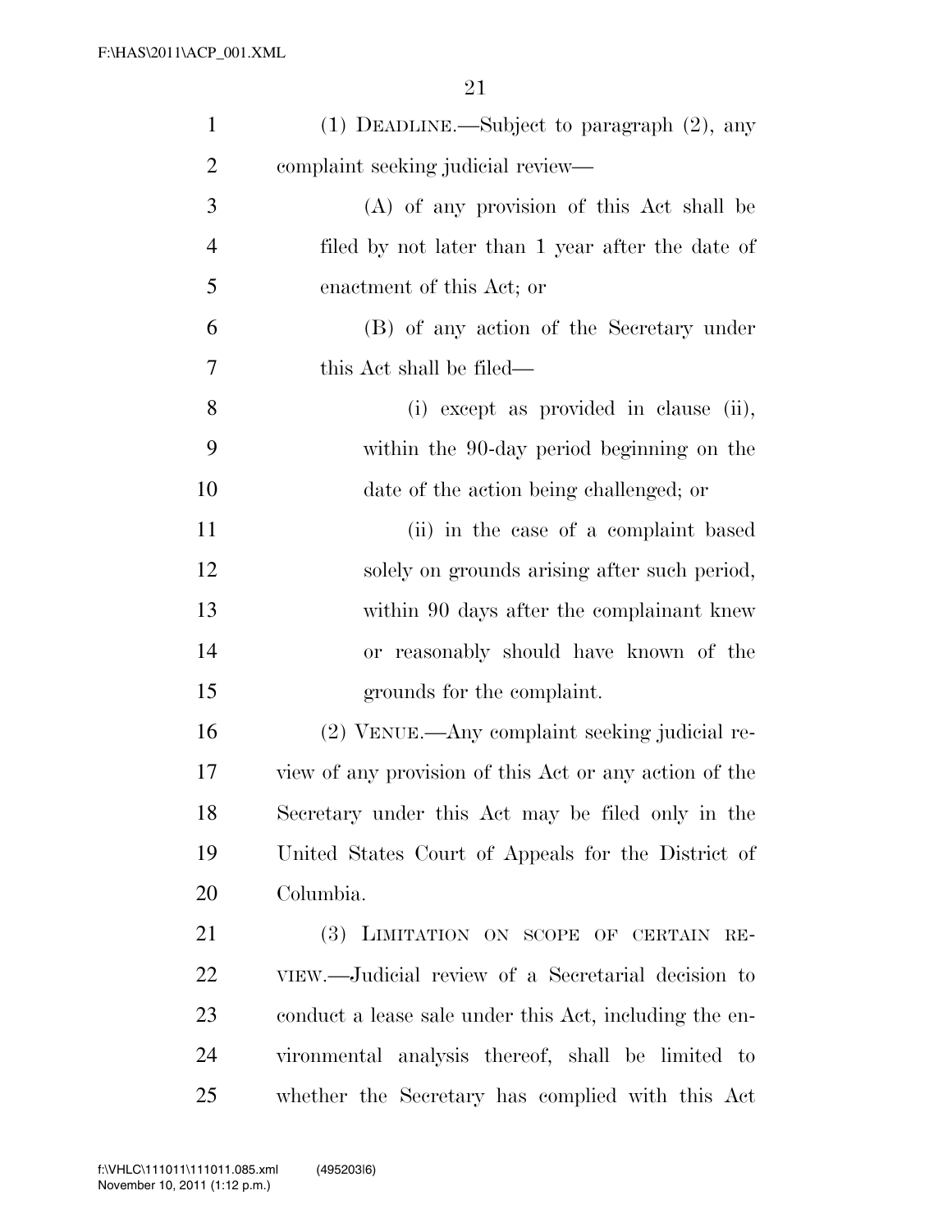(1) DEADLINE.—Subject to paragraph (2), any complaint seeking judicial review—

(A) of any provision of this Act shall be filed by not later than 1 year after the date of enactment of this Act; or

(B) of any action of the Secretary under this Act shall be filed—

(i) except as provided in clause (ii), within the 90-day period beginning on the date of the action being challenged; or

(ii) in the case of a complaint based solely on grounds arising after such period, within 90 days after the complainant knew or reasonably should have known of the grounds for the complaint.

(2) VENUE.—Any complaint seeking judicial review of any provision of this Act or any action of the Secretary under this Act may be filed only in the United States Court of Appeals for the District of Columbia.

(3) LIMITATION ON SCOPE OF CERTAIN REVIEW.—Judicial review of a Secretarial decision to conduct a lease sale under this Act, including the environmental analysis thereof, shall be limited to whether the Secretary has complied with this Act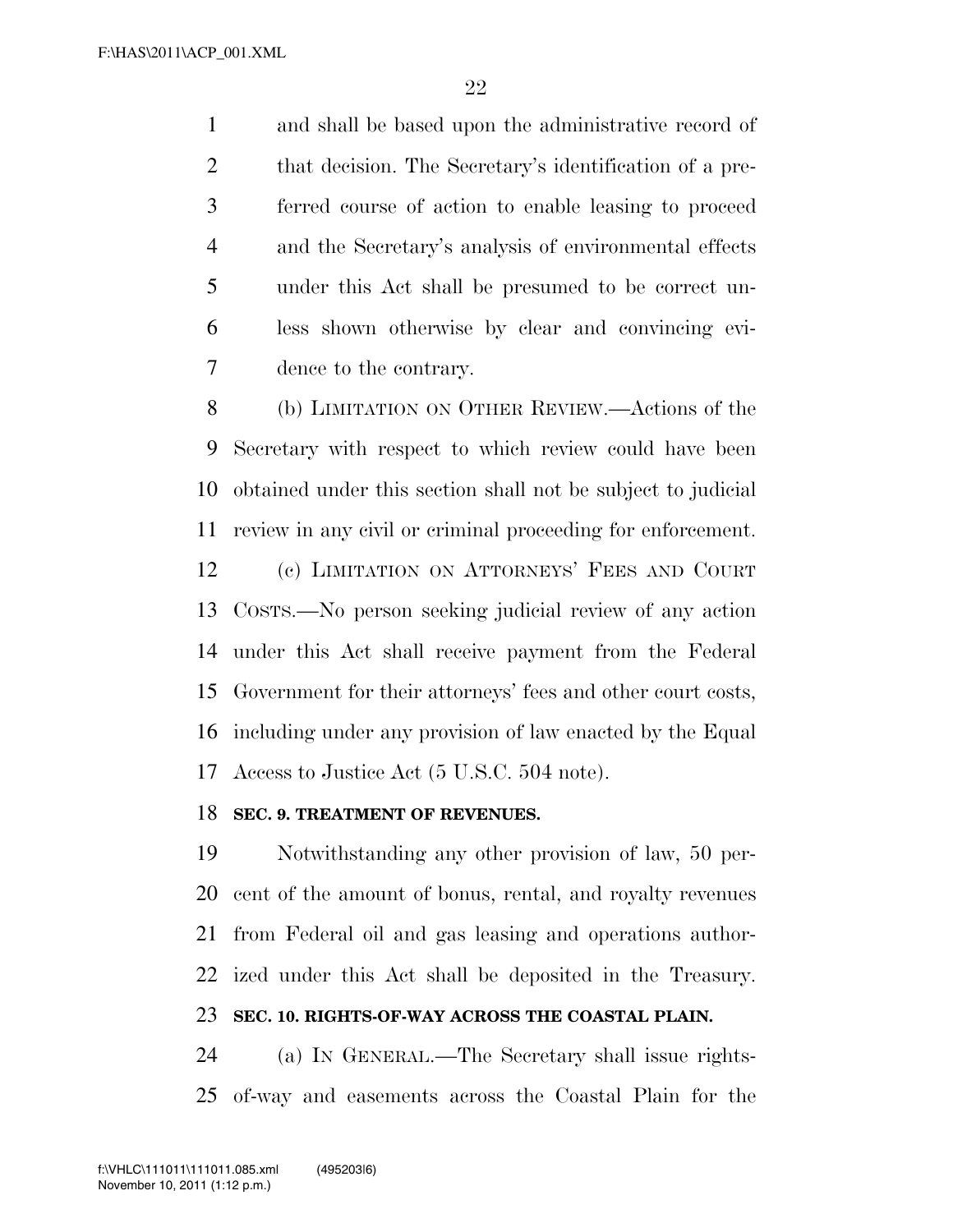and shall be based upon the administrative record of that decision. The Secretary's identification of a preferred course of action to enable leasing to proceed and the Secretary's analysis of environmental effects under this Act shall be presumed to be correct unless shown otherwise by clear and convincing evidence to the contrary.

(b) LIMITATION ON OTHER REVIEW.—Actions of the Secretary with respect to which review could have been obtained under this section shall not be subject to judicial review in any civil or criminal proceeding for enforcement.

(c) LIMITATION ON ATTORNEYS' FEES AND COURT COSTS.—No person seeking judicial review of any action under this Act shall receive payment from the Federal Government for their attorneys' fees and other court costs, including under any provision of law enacted by the Equal Access to Justice Act (5 U.S.C. 504 note).

**SEC. 9. TREATMENT OF REVENUES.**

Notwithstanding any other provision of law, 50 percent of the amount of bonus, rental, and royalty revenues from Federal oil and gas leasing and operations authorized under this Act shall be deposited in the Treasury.

**SEC. 10. RIGHTS-OF-WAY ACROSS THE COASTAL PLAIN.**

(a) IN GENERAL.—The Secretary shall issue rights-of-way and easements across the Coastal Plain for the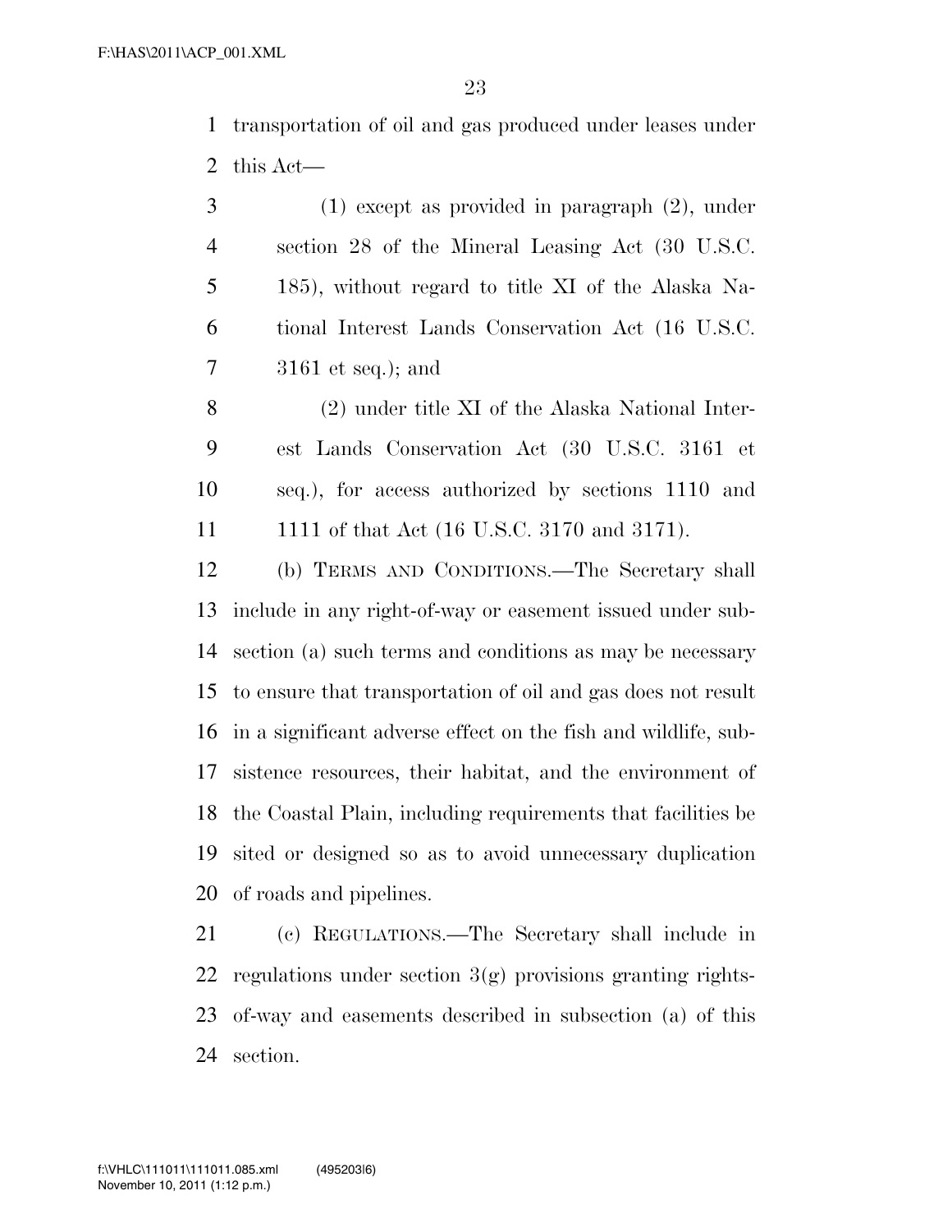transportation of oil and gas produced under leases under this Act—

(1) except as provided in paragraph (2), under section 28 of the Mineral Leasing Act (30 U.S.C. 185), without regard to title XI of the Alaska National Interest Lands Conservation Act (16 U.S.C. 3161 et seq.); and

(2) under title XI of the Alaska National Interest Lands Conservation Act (30 U.S.C. 3161 et seq.), for access authorized by sections 1110 and 1111 of that Act (16 U.S.C. 3170 and 3171).

(b) TERMS AND CONDITIONS.—The Secretary shall include in any right-of-way or easement issued under subsection (a) such terms and conditions as may be necessary to ensure that transportation of oil and gas does not result in a significant adverse effect on the fish and wildlife, subsistence resources, their habitat, and the environment of the Coastal Plain, including requirements that facilities be sited or designed so as to avoid unnecessary duplication of roads and pipelines.

(c) REGULATIONS.—The Secretary shall include in regulations under section 3(g) provisions granting rights-of-way and easements described in subsection (a) of this section.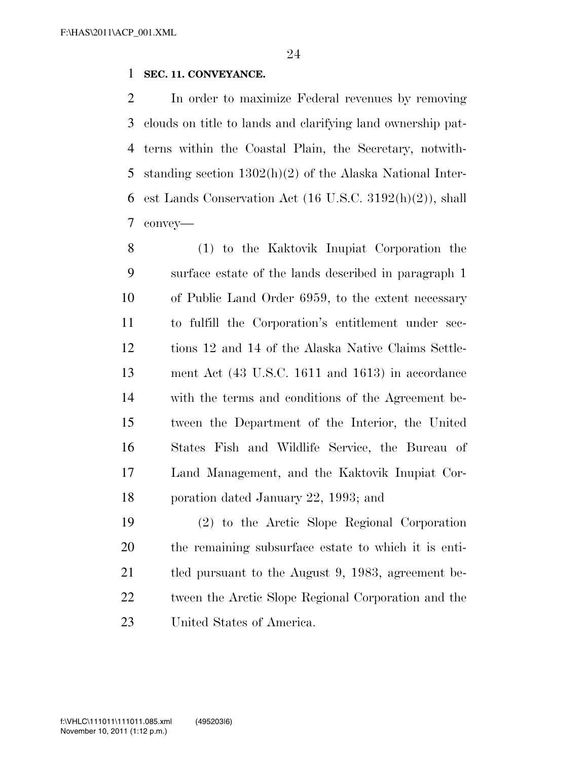**SEC. 11. CONVEYANCE.**

In order to maximize Federal revenues by removing clouds on title to lands and clarifying land ownership patterns within the Coastal Plain, the Secretary, notwithstanding section 1302(h)(2) of the Alaska National Interest Lands Conservation Act (16 U.S.C. 3192(h)(2)), shall convey—

(1) to the Kaktovik Inupiat Corporation the surface estate of the lands described in paragraph 1 of Public Land Order 6959, to the extent necessary to fulfill the Corporation's entitlement under sections 12 and 14 of the Alaska Native Claims Settlement Act (43 U.S.C. 1611 and 1613) in accordance with the terms and conditions of the Agreement between the Department of the Interior, the United States Fish and Wildlife Service, the Bureau of Land Management, and the Kaktovik Inupiat Corporation dated January 22, 1993; and

(2) to the Arctic Slope Regional Corporation the remaining subsurface estate to which it is entitled pursuant to the August 9, 1983, agreement between the Arctic Slope Regional Corporation and the United States of America.